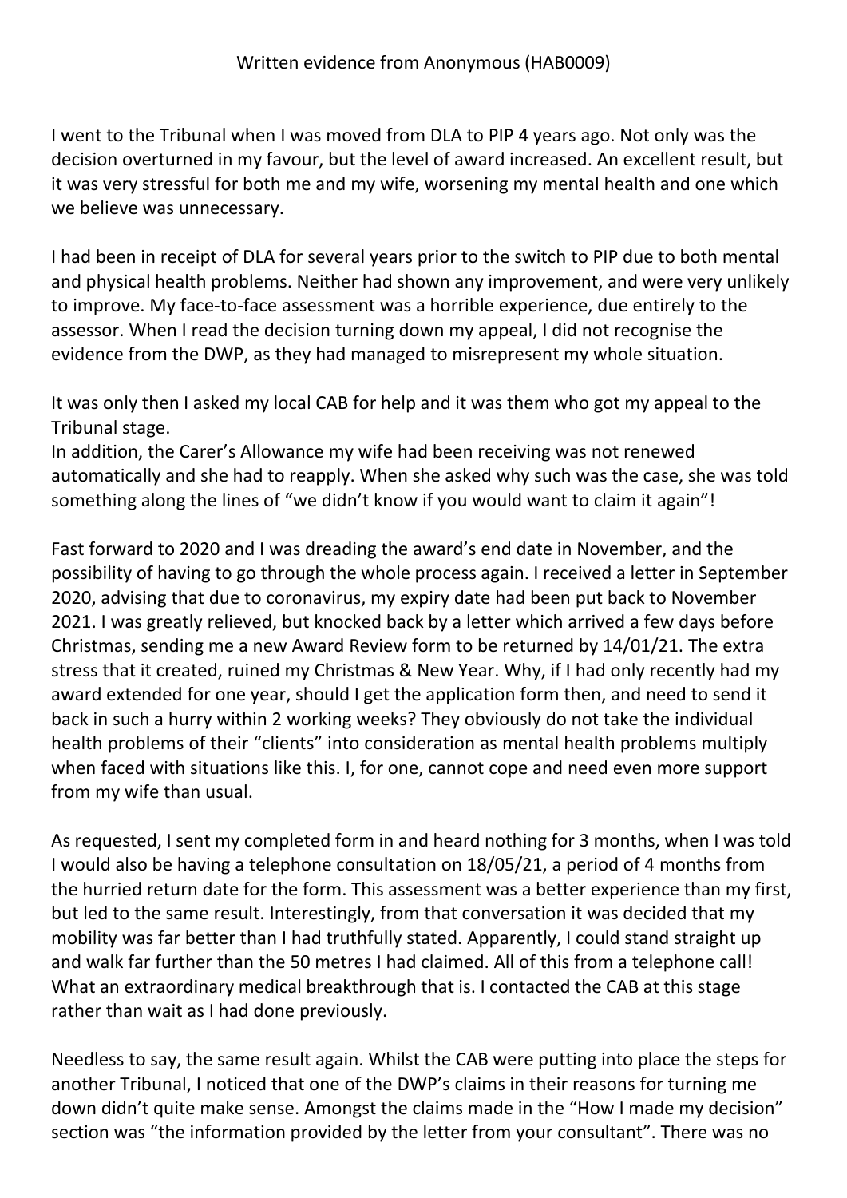Written evidence from Anonymous (HAB0009)

I went to the Tribunal when I was moved from DLA to PIP 4 years ago. Not only was the decision overturned in my favour, but the level of award increased. An excellent result, but it was very stressful for both me and my wife, worsening my mental health and one which we believe was unnecessary.

I had been in receipt of DLA for several years prior to the switch to PIP due to both mental and physical health problems. Neither had shown any improvement, and were very unlikely to improve. My face-to-face assessment was a horrible experience, due entirely to the assessor. When I read the decision turning down my appeal, I did not recognise the evidence from the DWP, as they had managed to misrepresent my whole situation.

It was only then I asked my local CAB for help and it was them who got my appeal to the Tribunal stage.
In addition, the Carer's Allowance my wife had been receiving was not renewed automatically and she had to reapply. When she asked why such was the case, she was told something along the lines of "we didn't know if you would want to claim it again"!

Fast forward to 2020 and I was dreading the award's end date in November, and the possibility of having to go through the whole process again. I received a letter in September 2020, advising that due to coronavirus, my expiry date had been put back to November 2021. I was greatly relieved, but knocked back by a letter which arrived a few days before Christmas, sending me a new Award Review form to be returned by 14/01/21. The extra stress that it created, ruined my Christmas & New Year. Why, if I had only recently had my award extended for one year, should I get the application form then, and need to send it back in such a hurry within 2 working weeks? They obviously do not take the individual health problems of their "clients" into consideration as mental health problems multiply when faced with situations like this. I, for one, cannot cope and need even more support from my wife than usual.

As requested, I sent my completed form in and heard nothing for 3 months, when I was told I would also be having a telephone consultation on 18/05/21, a period of 4 months from the hurried return date for the form. This assessment was a better experience than my first, but led to the same result. Interestingly, from that conversation it was decided that my mobility was far better than I had truthfully stated. Apparently, I could stand straight up and walk far further than the 50 metres I had claimed. All of this from a telephone call! What an extraordinary medical breakthrough that is. I contacted the CAB at this stage rather than wait as I had done previously.

Needless to say, the same result again. Whilst the CAB were putting into place the steps for another Tribunal, I noticed that one of the DWP's claims in their reasons for turning me down didn't quite make sense. Amongst the claims made in the "How I made my decision" section was "the information provided by the letter from your consultant". There was no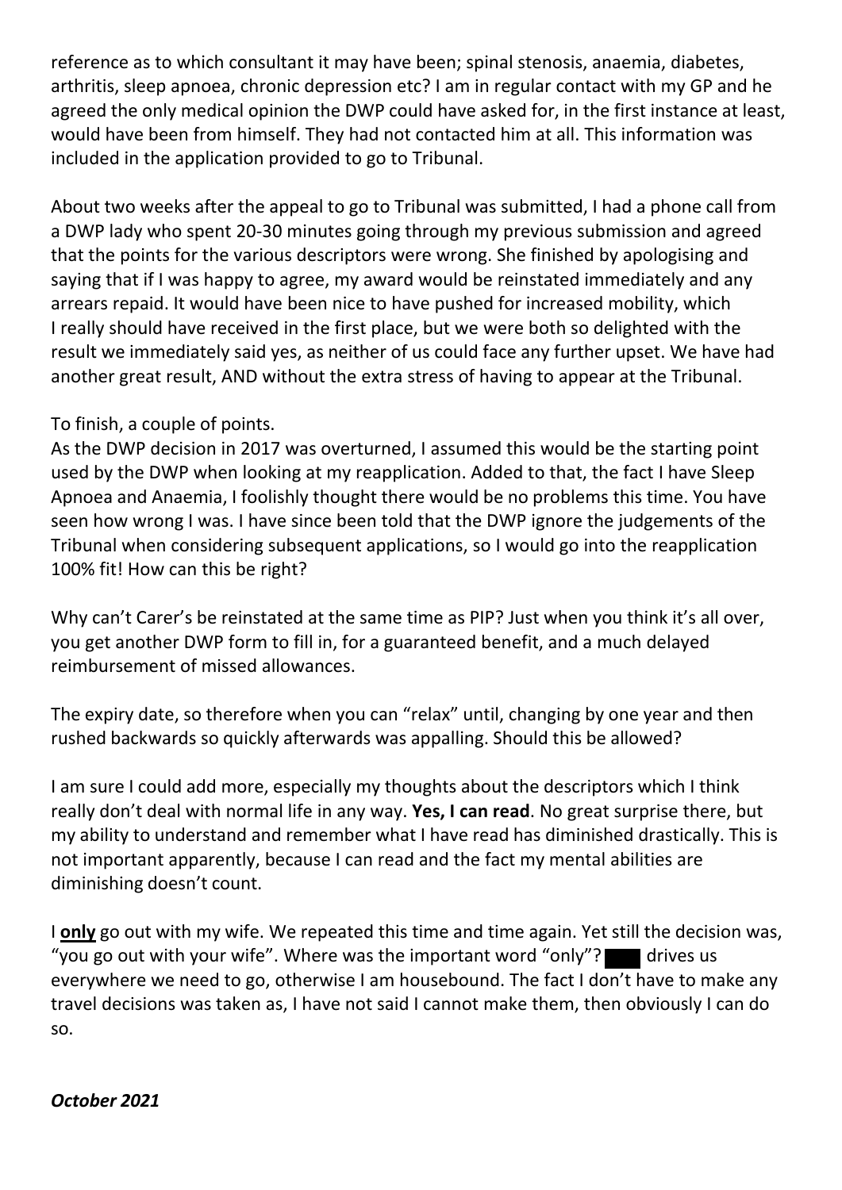reference as to which consultant it may have been; spinal stenosis, anaemia, diabetes, arthritis, sleep apnoea, chronic depression etc? I am in regular contact with my GP and he agreed the only medical opinion the DWP could have asked for, in the first instance at least, would have been from himself. They had not contacted him at all. This information was included in the application provided to go to Tribunal.

About two weeks after the appeal to go to Tribunal was submitted, I had a phone call from a DWP lady who spent 20-30 minutes going through my previous submission and agreed that the points for the various descriptors were wrong. She finished by apologising and saying that if I was happy to agree, my award would be reinstated immediately and any arrears repaid. It would have been nice to have pushed for increased mobility, which I really should have received in the first place, but we were both so delighted with the result we immediately said yes, as neither of us could face any further upset. We have had another great result, AND without the extra stress of having to appear at the Tribunal.

To finish, a couple of points.

As the DWP decision in 2017 was overturned, I assumed this would be the starting point used by the DWP when looking at my reapplication. Added to that, the fact I have Sleep Apnoea and Anaemia, I foolishly thought there would be no problems this time. You have seen how wrong I was. I have since been told that the DWP ignore the judgements of the Tribunal when considering subsequent applications, so I would go into the reapplication 100% fit! How can this be right?

Why can't Carer's be reinstated at the same time as PIP? Just when you think it's all over, you get another DWP form to fill in, for a guaranteed benefit, and a much delayed reimbursement of missed allowances.

The expiry date, so therefore when you can "relax" until, changing by one year and then rushed backwards so quickly afterwards was appalling. Should this be allowed?

I am sure I could add more, especially my thoughts about the descriptors which I think really don't deal with normal life in any way. **Yes, I can read**. No great surprise there, but my ability to understand and remember what I have read has diminished drastically. This is not important apparently, because I can read and the fact my mental abilities are diminishing doesn't count.

I **only** go out with my wife. We repeated this time and time again. Yet still the decision was, "you go out with your wife". Where was the important word "only"? ████ drives us everywhere we need to go, otherwise I am housebound. The fact I don't have to make any travel decisions was taken as, I have not said I cannot make them, then obviously I can do so.

***October 2021***